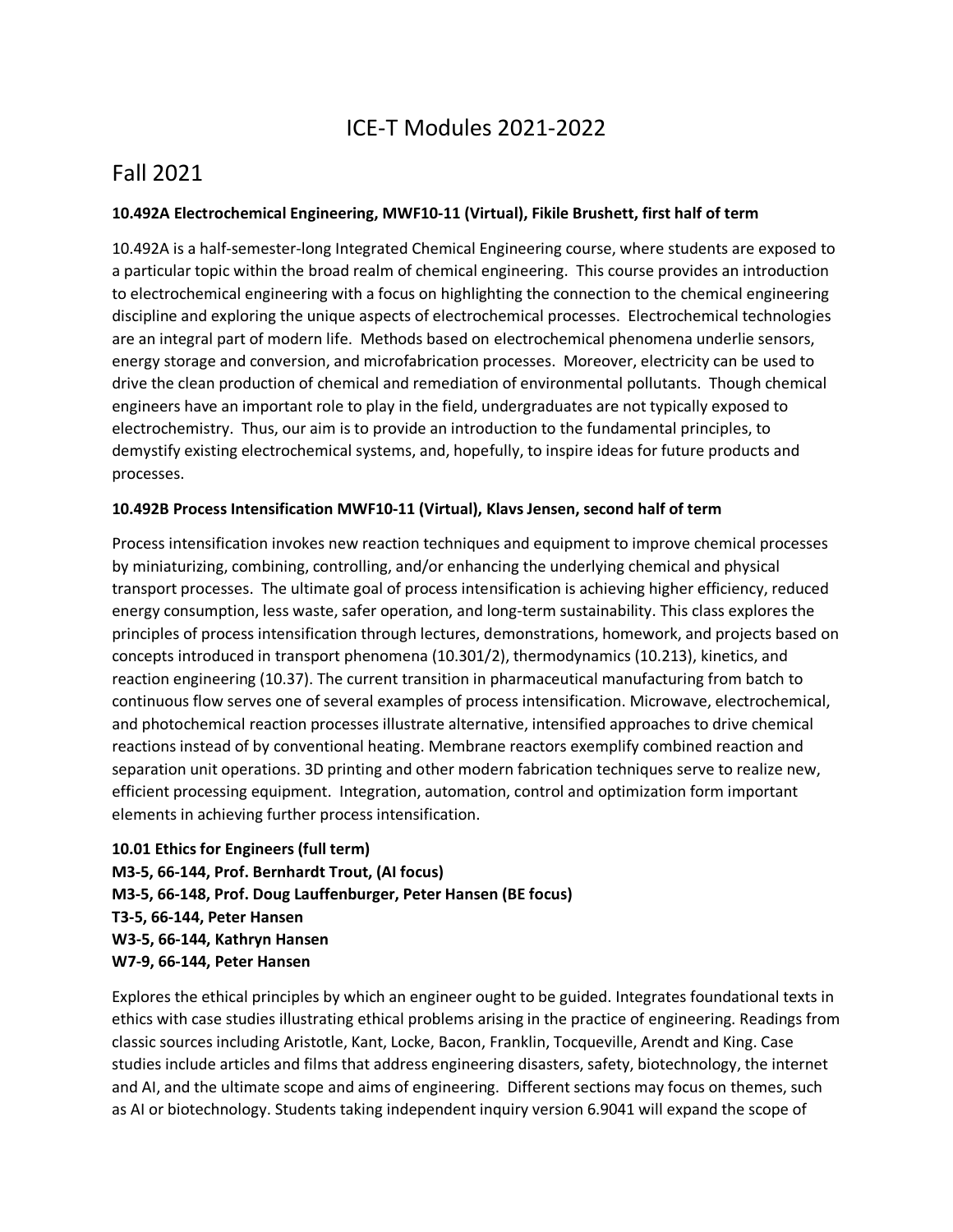# ICE-T Modules 2021-2022

## Fall 2021

**10.492A Electrochemical Engineering, MWF10-11 (Virtual), Fikile Brushett, first half of term**

10.492A is a half-semester-long Integrated Chemical Engineering course, where students are exposed to a particular topic within the broad realm of chemical engineering. This course provides an introduction to electrochemical engineering with a focus on highlighting the connection to the chemical engineering discipline and exploring the unique aspects of electrochemical processes. Electrochemical technologies are an integral part of modern life. Methods based on electrochemical phenomena underlie sensors, energy storage and conversion, and microfabrication processes. Moreover, electricity can be used to drive the clean production of chemical and remediation of environmental pollutants. Though chemical engineers have an important role to play in the field, undergraduates are not typically exposed to electrochemistry. Thus, our aim is to provide an introduction to the fundamental principles, to demystify existing electrochemical systems, and, hopefully, to inspire ideas for future products and processes.

**10.492B Process Intensification MWF10-11 (Virtual), Klavs Jensen, second half of term**

Process intensification invokes new reaction techniques and equipment to improve chemical processes by miniaturizing, combining, controlling, and/or enhancing the underlying chemical and physical transport processes. The ultimate goal of process intensification is achieving higher efficiency, reduced energy consumption, less waste, safer operation, and long-term sustainability. This class explores the principles of process intensification through lectures, demonstrations, homework, and projects based on concepts introduced in transport phenomena (10.301/2), thermodynamics (10.213), kinetics, and reaction engineering (10.37). The current transition in pharmaceutical manufacturing from batch to continuous flow serves one of several examples of process intensification. Microwave, electrochemical, and photochemical reaction processes illustrate alternative, intensified approaches to drive chemical reactions instead of by conventional heating. Membrane reactors exemplify combined reaction and separation unit operations. 3D printing and other modern fabrication techniques serve to realize new, efficient processing equipment. Integration, automation, control and optimization form important elements in achieving further process intensification.

**10.01 Ethics for Engineers (full term)**
**M3-5, 66-144, Prof. Bernhardt Trout, (AI focus)**
**M3-5, 66-148, Prof. Doug Lauffenburger, Peter Hansen (BE focus)**
**T3-5, 66-144, Peter Hansen**
**W3-5, 66-144, Kathryn Hansen**
**W7-9, 66-144, Peter Hansen**

Explores the ethical principles by which an engineer ought to be guided. Integrates foundational texts in ethics with case studies illustrating ethical problems arising in the practice of engineering. Readings from classic sources including Aristotle, Kant, Locke, Bacon, Franklin, Tocqueville, Arendt and King. Case studies include articles and films that address engineering disasters, safety, biotechnology, the internet and AI, and the ultimate scope and aims of engineering. Different sections may focus on themes, such as AI or biotechnology. Students taking independent inquiry version 6.9041 will expand the scope of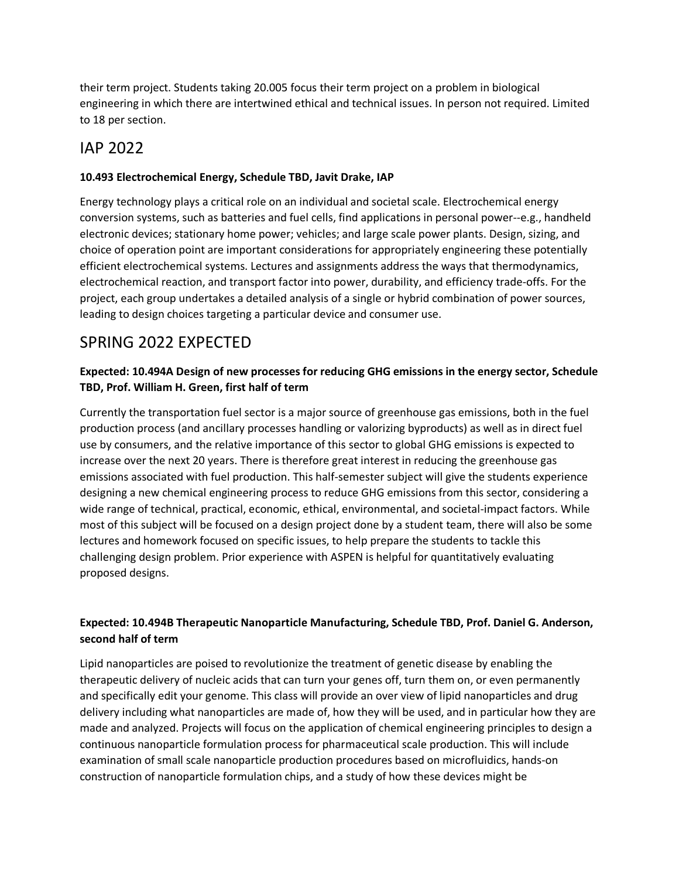their term project. Students taking 20.005 focus their term project on a problem in biological engineering in which there are intertwined ethical and technical issues. In person not required. Limited to 18 per section.

## IAP 2022

**10.493 Electrochemical Energy, Schedule TBD, Javit Drake, IAP**

Energy technology plays a critical role on an individual and societal scale. Electrochemical energy conversion systems, such as batteries and fuel cells, find applications in personal power--e.g., handheld electronic devices; stationary home power; vehicles; and large scale power plants. Design, sizing, and choice of operation point are important considerations for appropriately engineering these potentially efficient electrochemical systems. Lectures and assignments address the ways that thermodynamics, electrochemical reaction, and transport factor into power, durability, and efficiency trade-offs. For the project, each group undertakes a detailed analysis of a single or hybrid combination of power sources, leading to design choices targeting a particular device and consumer use.

## SPRING 2022 EXPECTED

**Expected: 10.494A Design of new processes for reducing GHG emissions in the energy sector, Schedule TBD, Prof. William H. Green, first half of term**

Currently the transportation fuel sector is a major source of greenhouse gas emissions, both in the fuel production process (and ancillary processes handling or valorizing byproducts) as well as in direct fuel use by consumers, and the relative importance of this sector to global GHG emissions is expected to increase over the next 20 years. There is therefore great interest in reducing the greenhouse gas emissions associated with fuel production. This half-semester subject will give the students experience designing a new chemical engineering process to reduce GHG emissions from this sector, considering a wide range of technical, practical, economic, ethical, environmental, and societal-impact factors. While most of this subject will be focused on a design project done by a student team, there will also be some lectures and homework focused on specific issues, to help prepare the students to tackle this challenging design problem. Prior experience with ASPEN is helpful for quantitatively evaluating proposed designs.

**Expected: 10.494B Therapeutic Nanoparticle Manufacturing, Schedule TBD, Prof. Daniel G. Anderson, second half of term**

Lipid nanoparticles are poised to revolutionize the treatment of genetic disease by enabling the therapeutic delivery of nucleic acids that can turn your genes off, turn them on, or even permanently and specifically edit your genome. This class will provide an over view of lipid nanoparticles and drug delivery including what nanoparticles are made of, how they will be used, and in particular how they are made and analyzed. Projects will focus on the application of chemical engineering principles to design a continuous nanoparticle formulation process for pharmaceutical scale production. This will include examination of small scale nanoparticle production procedures based on microfluidics, hands-on construction of nanoparticle formulation chips, and a study of how these devices might be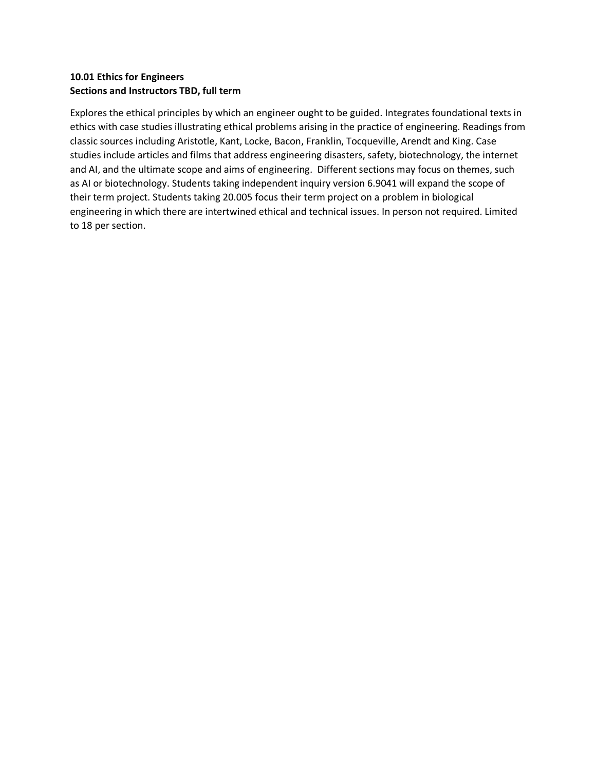**10.01 Ethics for Engineers**
**Sections and Instructors TBD, full term**

Explores the ethical principles by which an engineer ought to be guided. Integrates foundational texts in ethics with case studies illustrating ethical problems arising in the practice of engineering. Readings from classic sources including Aristotle, Kant, Locke, Bacon, Franklin, Tocqueville, Arendt and King. Case studies include articles and films that address engineering disasters, safety, biotechnology, the internet and AI, and the ultimate scope and aims of engineering.  Different sections may focus on themes, such as AI or biotechnology. Students taking independent inquiry version 6.9041 will expand the scope of their term project. Students taking 20.005 focus their term project on a problem in biological engineering in which there are intertwined ethical and technical issues. In person not required. Limited to 18 per section.